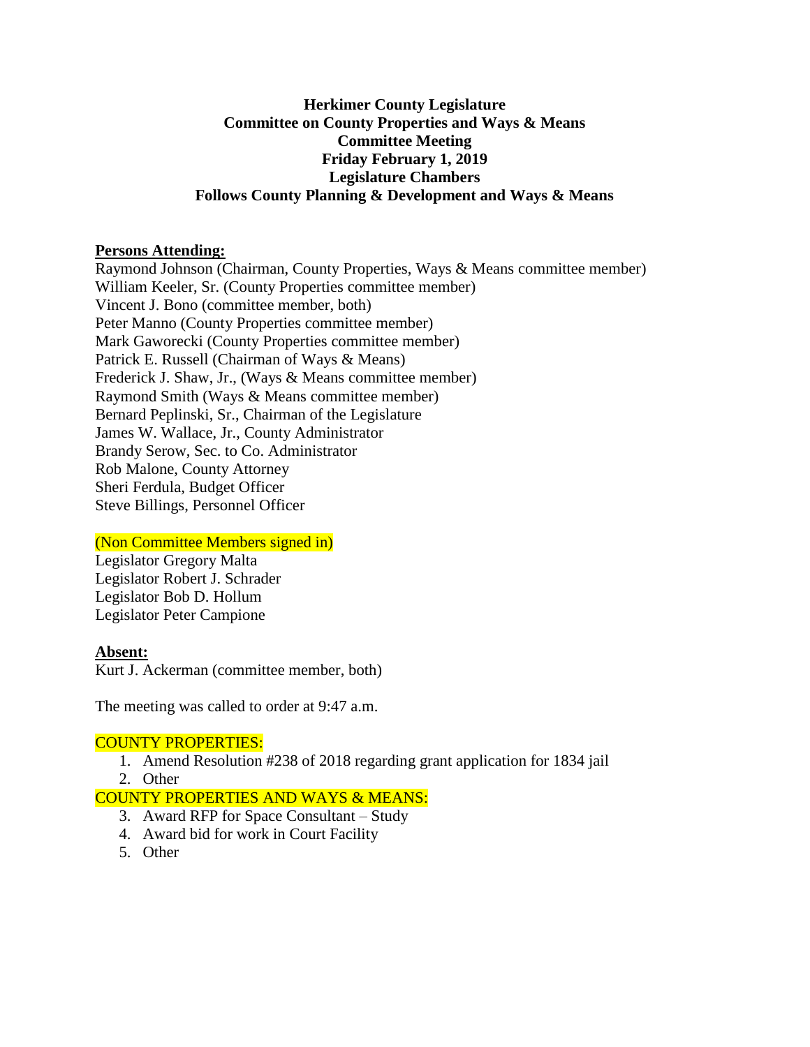**Herkimer County Legislature**
**Committee on County Properties and Ways & Means**
**Committee Meeting**
**Friday February 1, 2019**
**Legislature Chambers**
**Follows County Planning & Development and Ways & Means**

**Persons Attending:**

Raymond Johnson (Chairman, County Properties, Ways & Means committee member)
William Keeler, Sr. (County Properties committee member)
Vincent J. Bono (committee member, both)
Peter Manno (County Properties committee member)
Mark Gaworecki (County Properties committee member)
Patrick E. Russell (Chairman of Ways & Means)
Frederick J. Shaw, Jr., (Ways & Means committee member)
Raymond Smith (Ways & Means committee member)
Bernard Peplinski, Sr., Chairman of the Legislature
James W. Wallace, Jr., County Administrator
Brandy Serow, Sec. to Co. Administrator
Rob Malone, County Attorney
Sheri Ferdula, Budget Officer
Steve Billings, Personnel Officer

(Non Committee Members signed in)

Legislator Gregory Malta
Legislator Robert J. Schrader
Legislator Bob D. Hollum
Legislator Peter Campione

**Absent:**

Kurt J. Ackerman (committee member, both)

The meeting was called to order at 9:47 a.m.

COUNTY PROPERTIES:

1. Amend Resolution #238 of 2018 regarding grant application for 1834 jail
2. Other

COUNTY PROPERTIES AND WAYS & MEANS:

3. Award RFP for Space Consultant – Study
4. Award bid for work in Court Facility
5. Other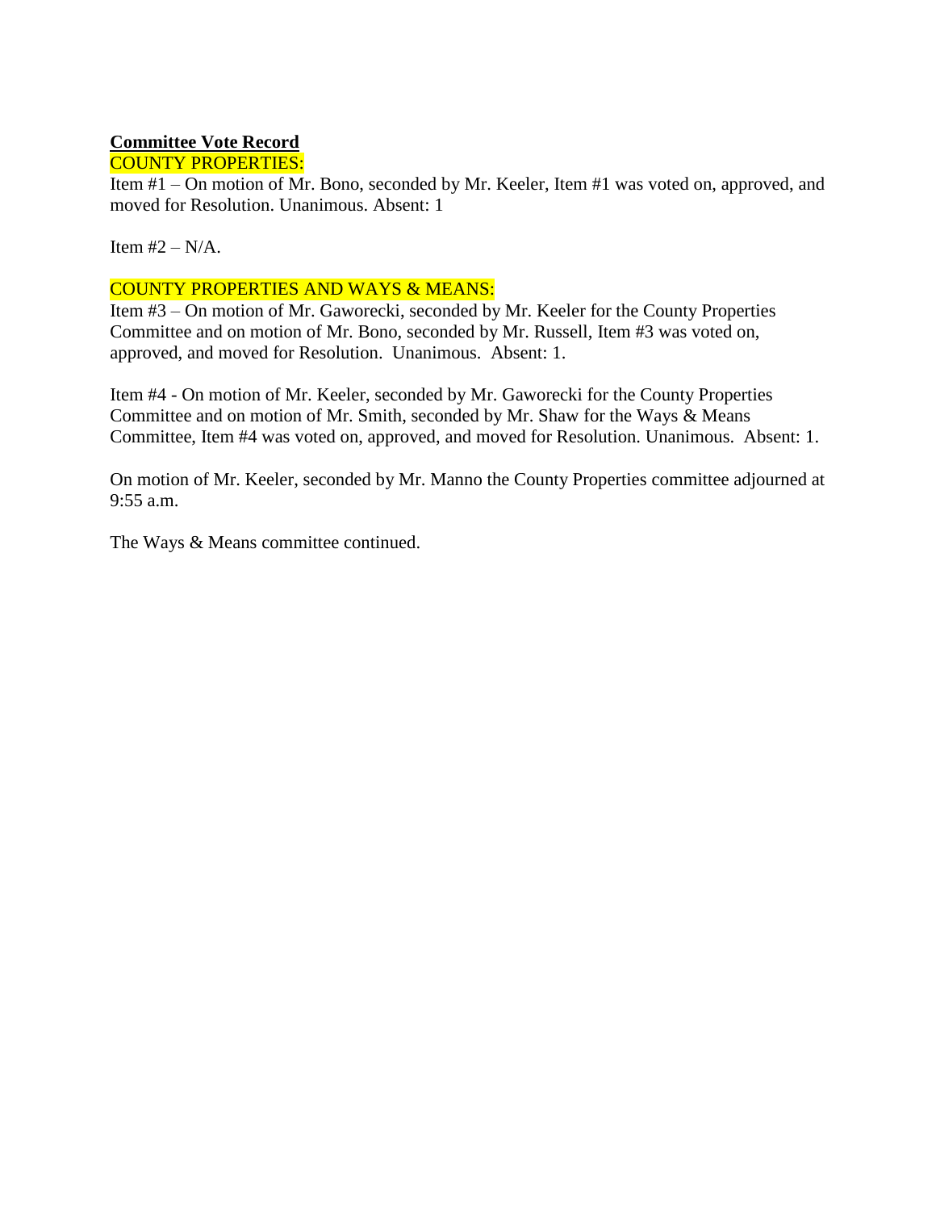**Committee Vote Record**

COUNTY PROPERTIES:

Item #1 – On motion of Mr. Bono, seconded by Mr. Keeler, Item #1 was voted on, approved, and moved for Resolution. Unanimous. Absent: 1

Item #2 – N/A.

COUNTY PROPERTIES AND WAYS & MEANS:

Item #3 – On motion of Mr. Gaworecki, seconded by Mr. Keeler for the County Properties Committee and on motion of Mr. Bono, seconded by Mr. Russell, Item #3 was voted on, approved, and moved for Resolution. Unanimous. Absent: 1.

Item #4 - On motion of Mr. Keeler, seconded by Mr. Gaworecki for the County Properties Committee and on motion of Mr. Smith, seconded by Mr. Shaw for the Ways & Means Committee, Item #4 was voted on, approved, and moved for Resolution. Unanimous. Absent: 1.

On motion of Mr. Keeler, seconded by Mr. Manno the County Properties committee adjourned at 9:55 a.m.

The Ways & Means committee continued.